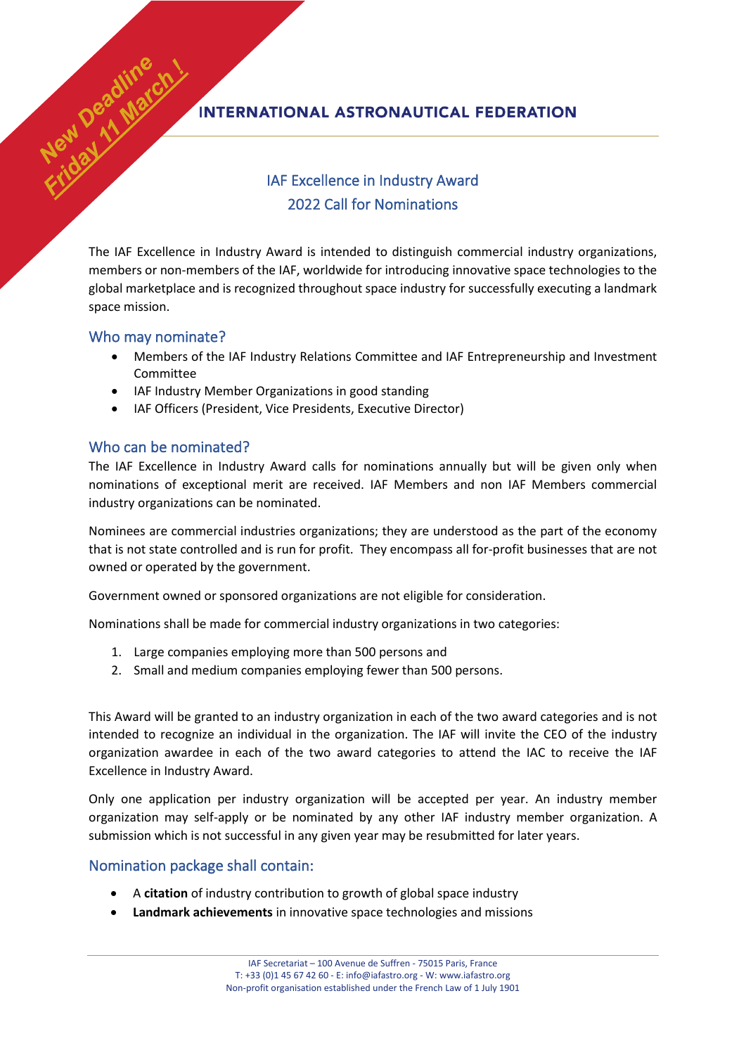New Deadline Friday 11 March !

INTERNATIONAL ASTRONAUTICAL FEDERATION

# IAF Excellence in Industry Award
# 2022 Call for Nominations

The IAF Excellence in Industry Award is intended to distinguish commercial industry organizations, members or non-members of the IAF, worldwide for introducing innovative space technologies to the global marketplace and is recognized throughout space industry for successfully executing a landmark space mission.

## Who may nominate?

- Members of the IAF Industry Relations Committee and IAF Entrepreneurship and Investment Committee
- IAF Industry Member Organizations in good standing
- IAF Officers (President, Vice Presidents, Executive Director)

## Who can be nominated?

The IAF Excellence in Industry Award calls for nominations annually but will be given only when nominations of exceptional merit are received. IAF Members and non IAF Members commercial industry organizations can be nominated.

Nominees are commercial industries organizations; they are understood as the part of the economy that is not state controlled and is run for profit. They encompass all for-profit businesses that are not owned or operated by the government.

Government owned or sponsored organizations are not eligible for consideration.

Nominations shall be made for commercial industry organizations in two categories:

1. Large companies employing more than 500 persons and
2. Small and medium companies employing fewer than 500 persons.

This Award will be granted to an industry organization in each of the two award categories and is not intended to recognize an individual in the organization. The IAF will invite the CEO of the industry organization awardee in each of the two award categories to attend the IAC to receive the IAF Excellence in Industry Award.

Only one application per industry organization will be accepted per year. An industry member organization may self-apply or be nominated by any other IAF industry member organization. A submission which is not successful in any given year may be resubmitted for later years.

## Nomination package shall contain:

- A **citation** of industry contribution to growth of global space industry
- **Landmark achievements** in innovative space technologies and missions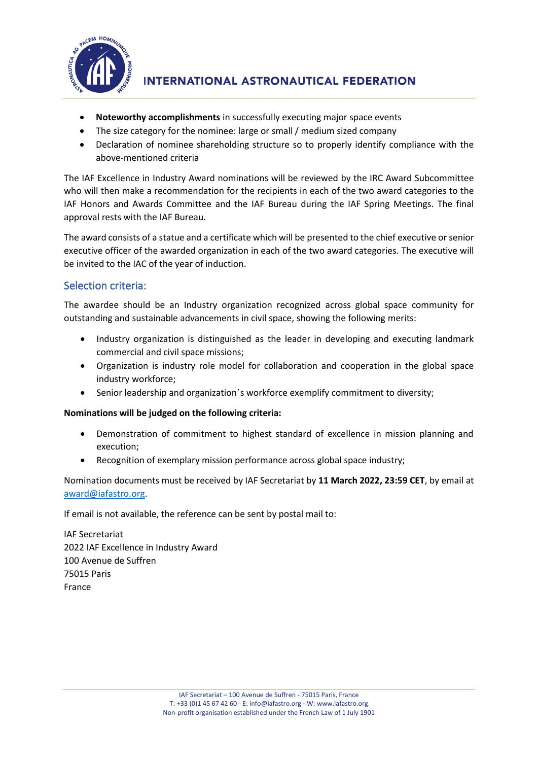- **Noteworthy accomplishments** in successfully executing major space events
- The size category for the nominee: large or small / medium sized company
- Declaration of nominee shareholding structure so to properly identify compliance with the above-mentioned criteria

The IAF Excellence in Industry Award nominations will be reviewed by the IRC Award Subcommittee who will then make a recommendation for the recipients in each of the two award categories to the IAF Honors and Awards Committee and the IAF Bureau during the IAF Spring Meetings. The final approval rests with the IAF Bureau.

The award consists of a statue and a certificate which will be presented to the chief executive or senior executive officer of the awarded organization in each of the two award categories. The executive will be invited to the IAC of the year of induction.

## Selection criteria:

The awardee should be an Industry organization recognized across global space community for outstanding and sustainable advancements in civil space, showing the following merits:

- Industry organization is distinguished as the leader in developing and executing landmark commercial and civil space missions;
- Organization is industry role model for collaboration and cooperation in the global space industry workforce;
- Senior leadership and organization's workforce exemplify commitment to diversity;

**Nominations will be judged on the following criteria:**

- Demonstration of commitment to highest standard of excellence in mission planning and execution;
- Recognition of exemplary mission performance across global space industry;

Nomination documents must be received by IAF Secretariat by **11 March 2022, 23:59 CET**, by email at award@iafastro.org.

If email is not available, the reference can be sent by postal mail to:

IAF Secretariat
2022 IAF Excellence in Industry Award
100 Avenue de Suffren
75015 Paris
France